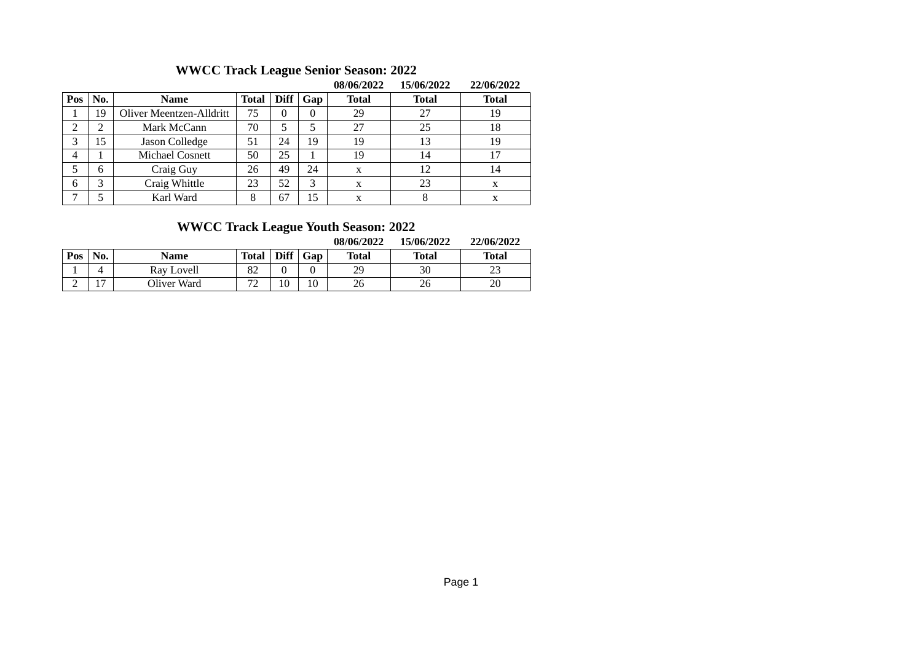## WWCC Track League Senior Season: 2022

| | | | | | | 08/06/2022 | 15/06/2022 | 22/06/2022 |
|---|---|---|---|---|---|---|---|---|
| **Pos** | **No.** | **Name** | **Total** | **Diff** | **Gap** | **Total** | **Total** | **Total** |
| 1 | 19 | Oliver Meentzen-Alldritt | 75 | 0 | 0 | 29 | 27 | 19 |
| 2 | 2 | Mark McCann | 70 | 5 | 5 | 27 | 25 | 18 |
| 3 | 15 | Jason Colledge | 51 | 24 | 19 | 19 | 13 | 19 |
| 4 | 1 | Michael Cosnett | 50 | 25 | 1 | 19 | 14 | 17 |
| 5 | 6 | Craig Guy | 26 | 49 | 24 | x | 12 | 14 |
| 6 | 3 | Craig Whittle | 23 | 52 | 3 | x | 23 | x |
| 7 | 5 | Karl Ward | 8 | 67 | 15 | x | 8 | x |

## WWCC Track League Youth Season: 2022

| | | | | | | 08/06/2022 | 15/06/2022 | 22/06/2022 |
|---|---|---|---|---|---|---|---|---|
| **Pos** | **No.** | **Name** | **Total** | **Diff** | **Gap** | **Total** | **Total** | **Total** |
| 1 | 4 | Ray Lovell | 82 | 0 | 0 | 29 | 30 | 23 |
| 2 | 17 | Oliver Ward | 72 | 10 | 10 | 26 | 26 | 20 |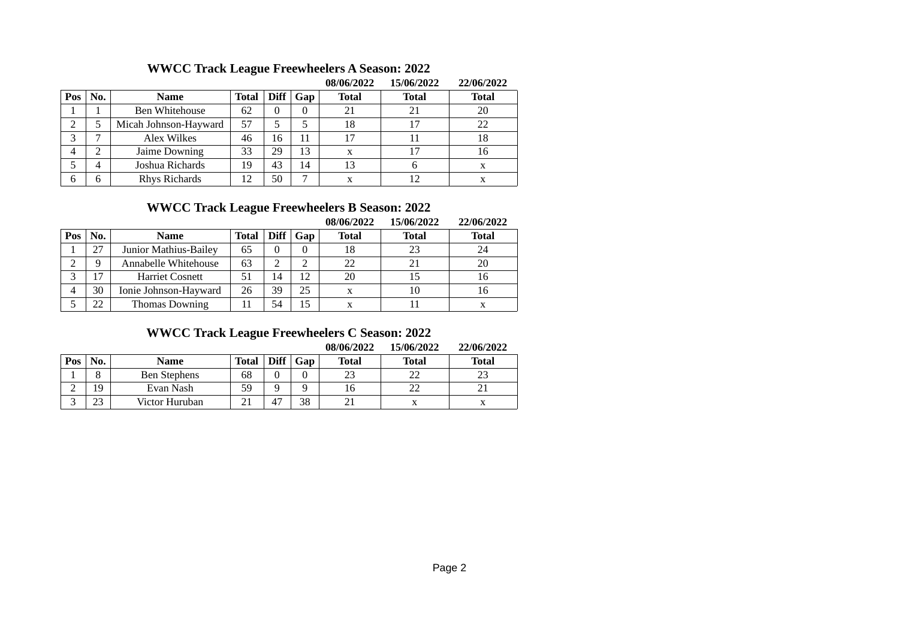## WWCC Track League Freewheelers A Season: 2022

| | | | | | | 08/06/2022 | 15/06/2022 | 22/06/2022 |
|---|---|---|---|---|---|---|---|---|
| Pos | No. | Name | Total | Diff | Gap | Total | Total | Total |
| 1 | 1 | Ben Whitehouse | 62 | 0 | 0 | 21 | 21 | 20 |
| 2 | 5 | Micah Johnson-Hayward | 57 | 5 | 5 | 18 | 17 | 22 |
| 3 | 7 | Alex Wilkes | 46 | 16 | 11 | 17 | 11 | 18 |
| 4 | 2 | Jaime Downing | 33 | 29 | 13 | x | 17 | 16 |
| 5 | 4 | Joshua Richards | 19 | 43 | 14 | 13 | 6 | x |
| 6 | 6 | Rhys Richards | 12 | 50 | 7 | x | 12 | x |

## WWCC Track League Freewheelers B Season: 2022

| | | | | | | 08/06/2022 | 15/06/2022 | 22/06/2022 |
|---|---|---|---|---|---|---|---|---|
| Pos | No. | Name | Total | Diff | Gap | Total | Total | Total |
| 1 | 27 | Junior Mathius-Bailey | 65 | 0 | 0 | 18 | 23 | 24 |
| 2 | 9 | Annabelle Whitehouse | 63 | 2 | 2 | 22 | 21 | 20 |
| 3 | 17 | Harriet Cosnett | 51 | 14 | 12 | 20 | 15 | 16 |
| 4 | 30 | Ionie Johnson-Hayward | 26 | 39 | 25 | x | 10 | 16 |
| 5 | 22 | Thomas Downing | 11 | 54 | 15 | x | 11 | x |

## WWCC Track League Freewheelers C Season: 2022

| | | | | | | 08/06/2022 | 15/06/2022 | 22/06/2022 |
|---|---|---|---|---|---|---|---|---|
| Pos | No. | Name | Total | Diff | Gap | Total | Total | Total |
| 1 | 8 | Ben Stephens | 68 | 0 | 0 | 23 | 22 | 23 |
| 2 | 19 | Evan Nash | 59 | 9 | 9 | 16 | 22 | 21 |
| 3 | 23 | Victor Huruban | 21 | 47 | 38 | 21 | x | x |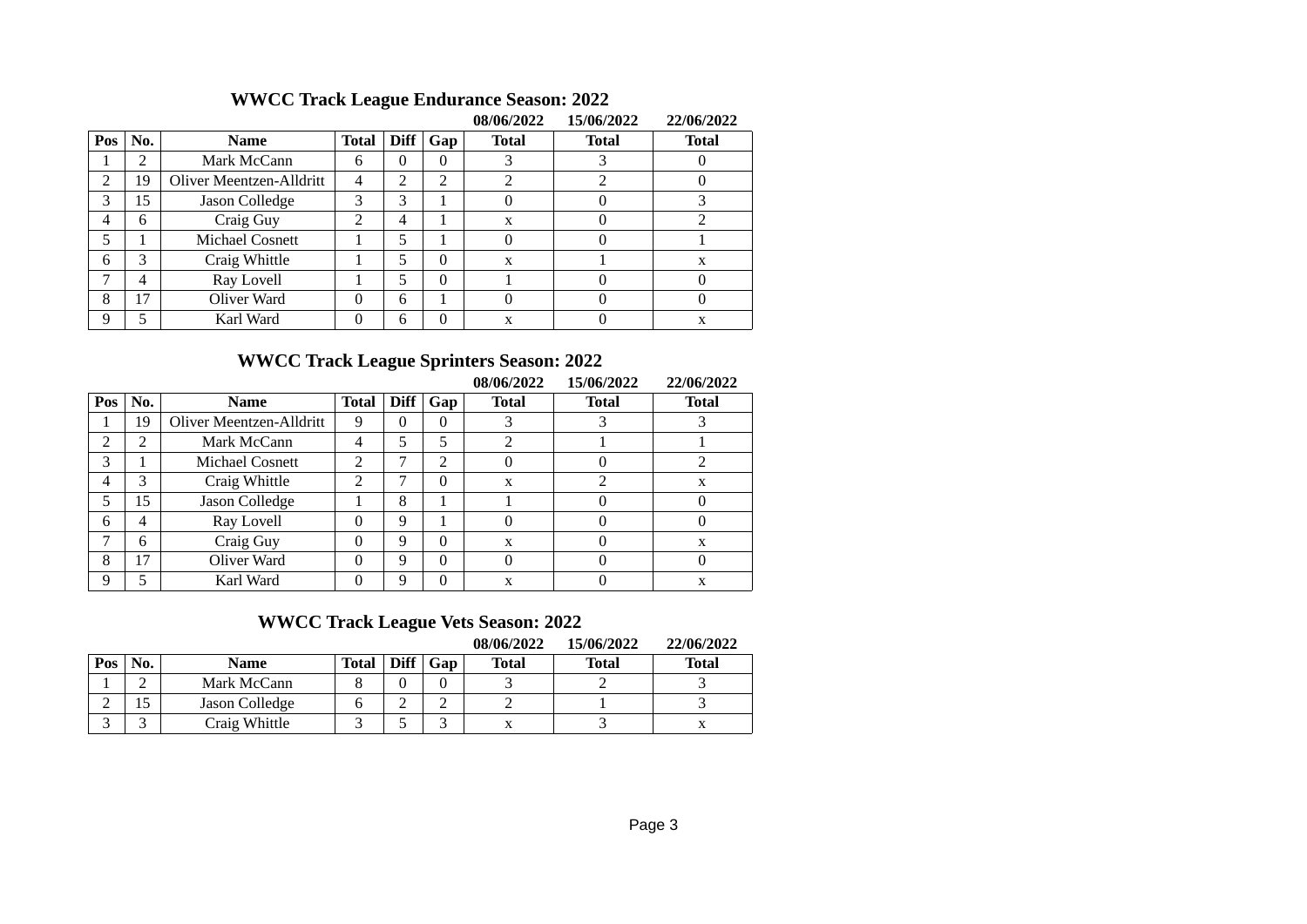## WWCC Track League Endurance Season: 2022

| Pos | No. | Name | Total | Diff | Gap | 08/06/2022 Total | 15/06/2022 Total | 22/06/2022 Total |
|---|---|---|---|---|---|---|---|---|
| 1 | 2 | Mark McCann | 6 | 0 | 0 | 3 | 3 | 0 |
| 2 | 19 | Oliver Meentzen-Alldritt | 4 | 2 | 2 | 2 | 2 | 0 |
| 3 | 15 | Jason Colledge | 3 | 3 | 1 | 0 | 0 | 3 |
| 4 | 6 | Craig Guy | 2 | 4 | 1 | x | 0 | 2 |
| 5 | 1 | Michael Cosnett | 1 | 5 | 1 | 0 | 0 | 1 |
| 6 | 3 | Craig Whittle | 1 | 5 | 0 | x | 1 | x |
| 7 | 4 | Ray Lovell | 1 | 5 | 0 | 1 | 0 | 0 |
| 8 | 17 | Oliver Ward | 0 | 6 | 1 | 0 | 0 | 0 |
| 9 | 5 | Karl Ward | 0 | 6 | 0 | x | 0 | x |

## WWCC Track League Sprinters Season: 2022

| Pos | No. | Name | Total | Diff | Gap | 08/06/2022 Total | 15/06/2022 Total | 22/06/2022 Total |
|---|---|---|---|---|---|---|---|---|
| 1 | 19 | Oliver Meentzen-Alldritt | 9 | 0 | 0 | 3 | 3 | 3 |
| 2 | 2 | Mark McCann | 4 | 5 | 5 | 2 | 1 | 1 |
| 3 | 1 | Michael Cosnett | 2 | 7 | 2 | 0 | 0 | 2 |
| 4 | 3 | Craig Whittle | 2 | 7 | 0 | x | 2 | x |
| 5 | 15 | Jason Colledge | 1 | 8 | 1 | 1 | 0 | 0 |
| 6 | 4 | Ray Lovell | 0 | 9 | 1 | 0 | 0 | 0 |
| 7 | 6 | Craig Guy | 0 | 9 | 0 | x | 0 | x |
| 8 | 17 | Oliver Ward | 0 | 9 | 0 | 0 | 0 | 0 |
| 9 | 5 | Karl Ward | 0 | 9 | 0 | x | 0 | x |

## WWCC Track League Vets Season: 2022

| Pos | No. | Name | Total | Diff | Gap | 08/06/2022 Total | 15/06/2022 Total | 22/06/2022 Total |
|---|---|---|---|---|---|---|---|---|
| 1 | 2 | Mark McCann | 8 | 0 | 0 | 3 | 2 | 3 |
| 2 | 15 | Jason Colledge | 6 | 2 | 2 | 2 | 1 | 3 |
| 3 | 3 | Craig Whittle | 3 | 5 | 3 | x | 3 | x |